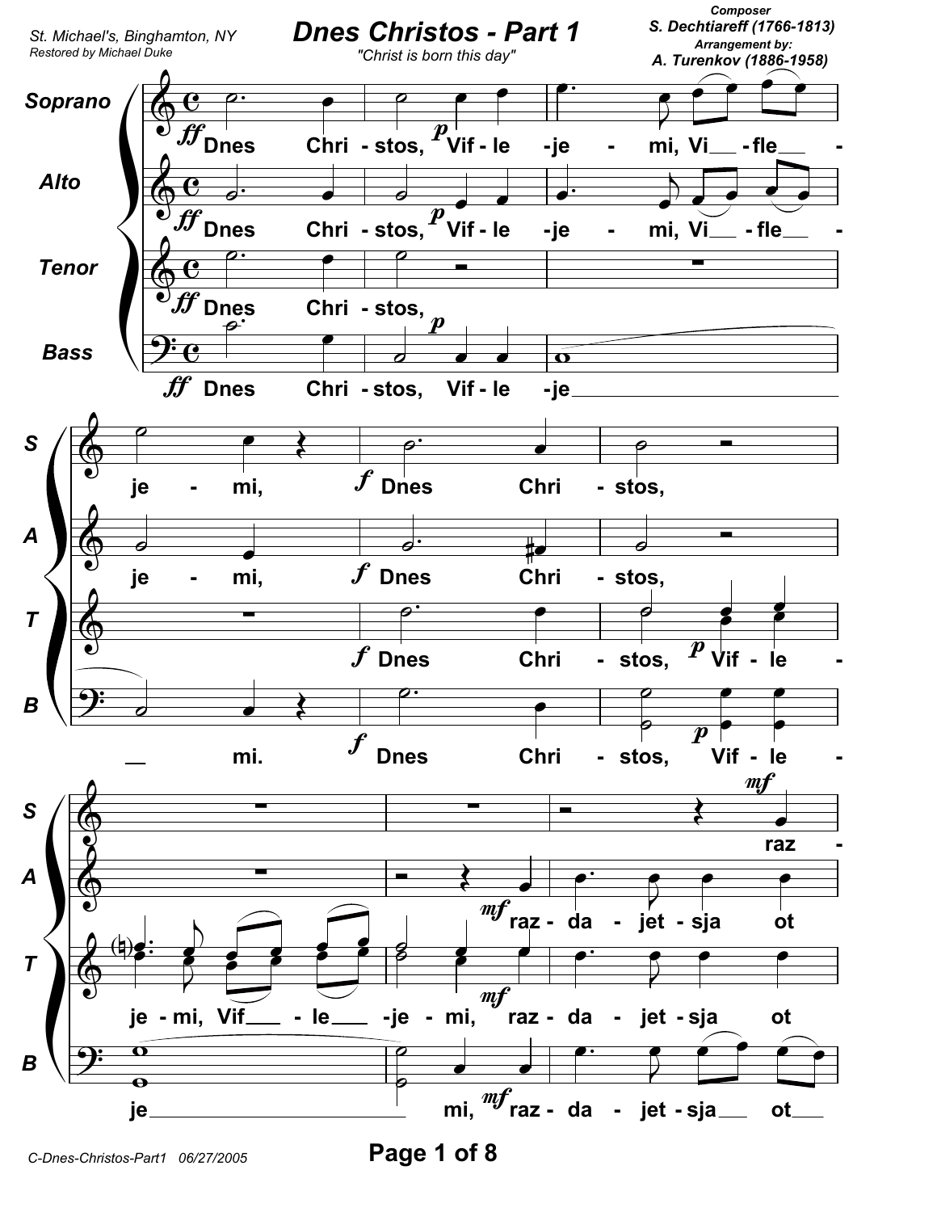St. Michael's, Binghamton, NY
Restored by Michael Duke

# Dnes Christos - Part 1

"Christ is born this day"

Composer
S. Dechtiareff (1766-1813)
Arrangement by:
A. Turenkov (1886-1958)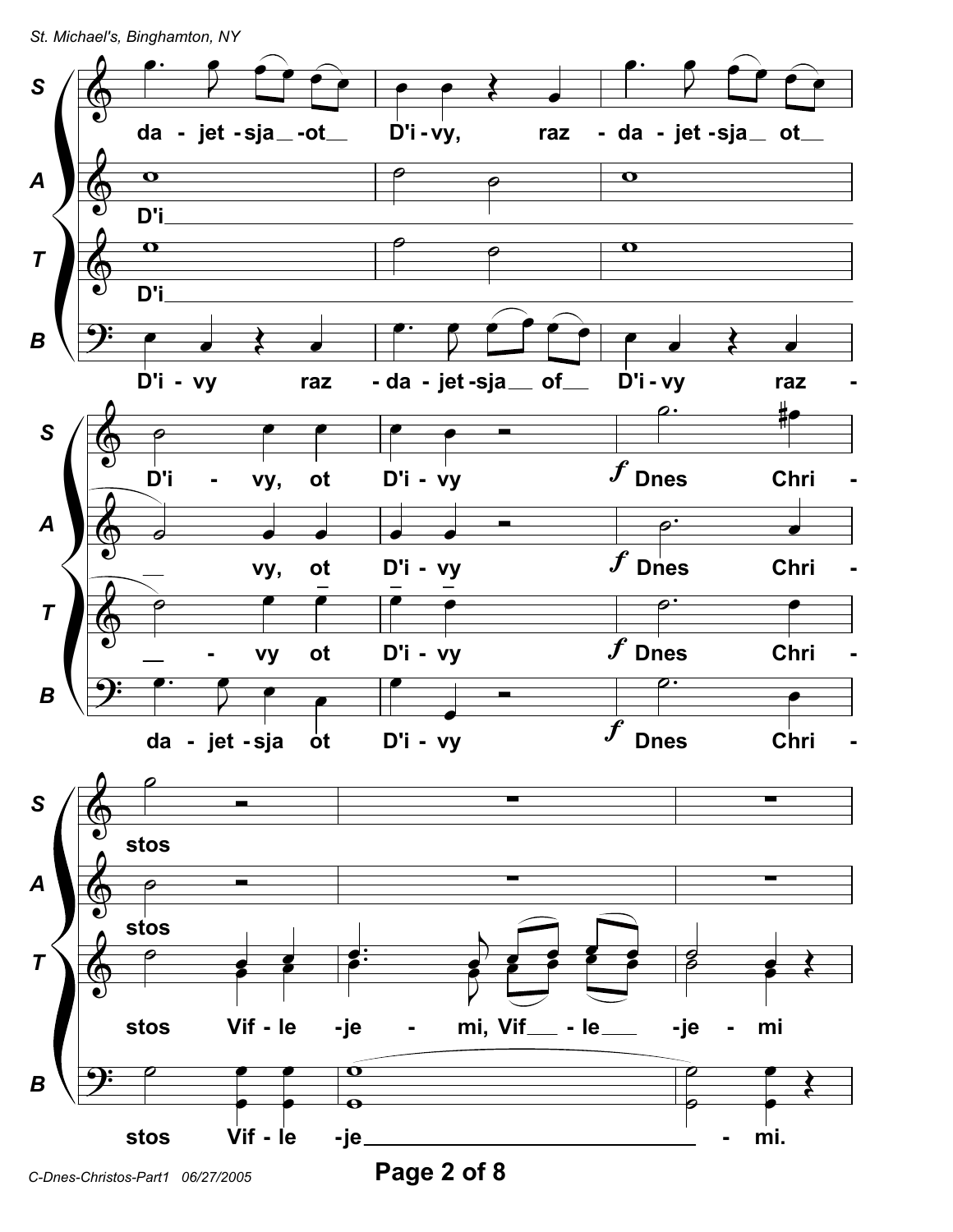**S:** da - jet - sja - ot D'i - vy, raz - da - jet - sja ot

**A:** D'i

**T:** D'i

**B:** D'i - vy raz - da - jet - sja of D'i - vy raz -

**S:** D'i - vy, ot D'i - vy *f* Dnes Chri -

**A:** vy, ot D'i - vy *f* Dnes Chri -

**T:** vy ot D'i - vy *f* Dnes Chri -

**B:** da - jet - sja ot D'i - vy *f* Dnes Chri -

**S:** stos

**A:** stos

**T:** stos Vif - le - je - mi, Vif - le - je - mi

**B:** stos Vif - le - je - mi.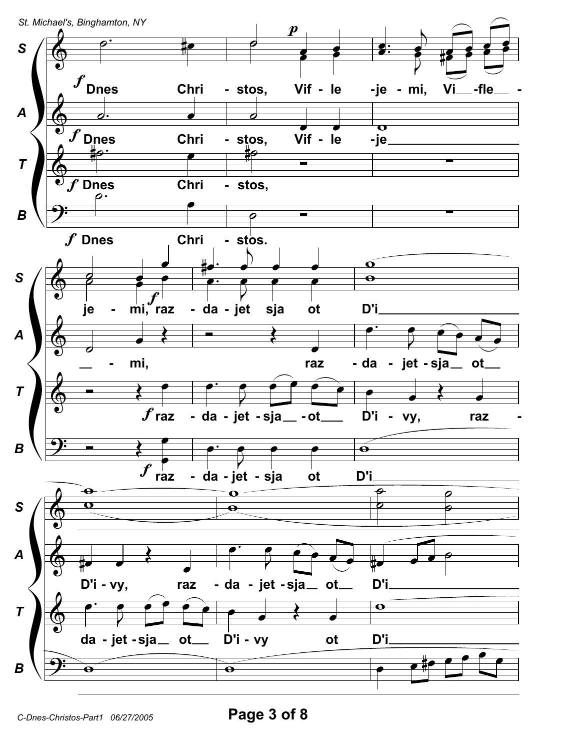**S:** *f* Dnes Chri - stos, Vif - le - je - mi, Vi - fle - je - mi, *f* raz - da - jet sja ot D'i

**A:** *f* Dnes Chri - stos, Vif - le - je - mi, raz - da - jet - sja ot

**T:** *f* Dnes Chri - stos, *f* raz - da - jet - sja - ot D'i - vy, raz -

**B:** *f* Dnes Chri - stos. *f* raz - da - jet - sja ot D'i

**A:** D'i - vy, raz - da - jet - sja ot D'i

**T:** da - jet - sja ot D'i - vy ot D'i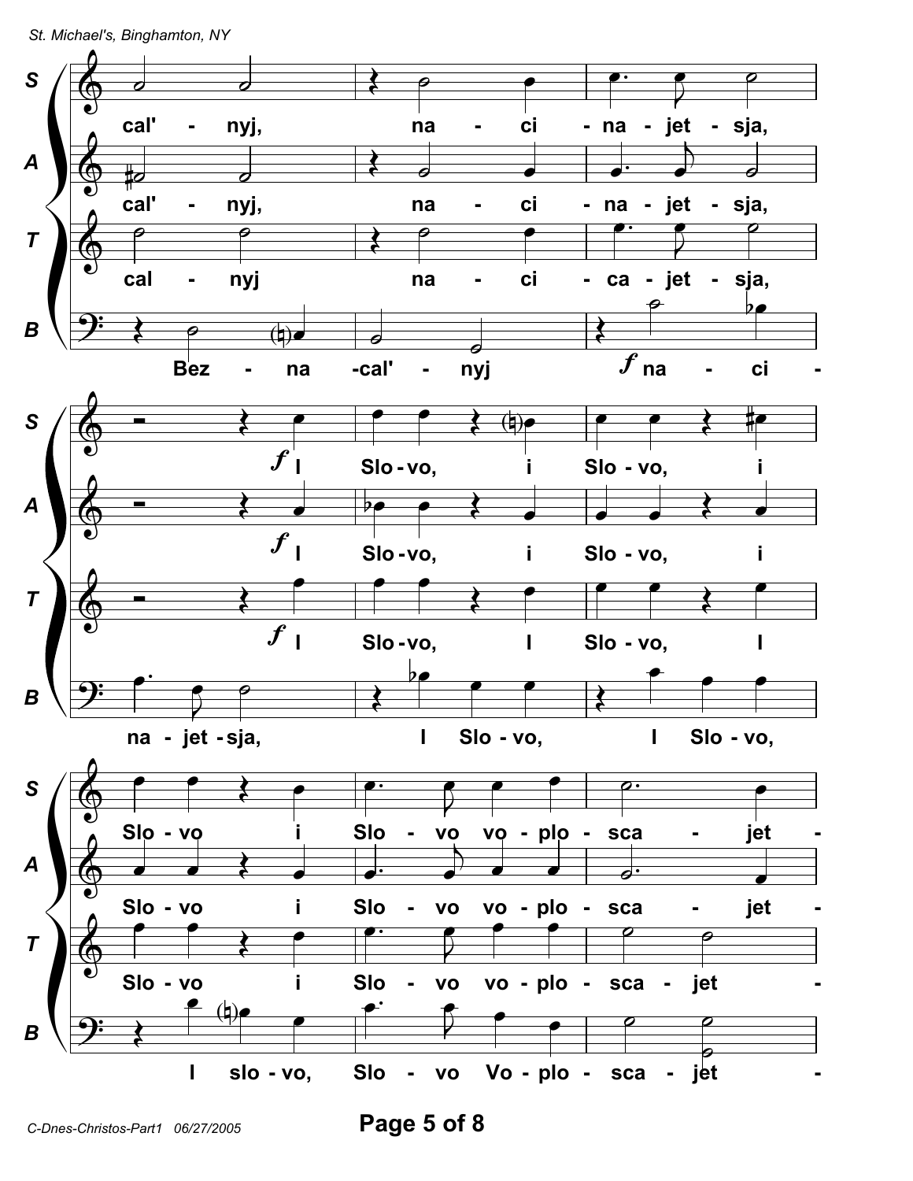**S:** cal' - nyj, na - ci - na - jet - sja,

**A:** cal' - nyj, na - ci - na - jet - sja,

**T:** cal - nyj na - ci - ca - jet - sja,

**B:** Bez - na -cal' - nyj *f* na - ci -

**S:** *f* I Slo - vo, i Slo - vo, i

**A:** *f* I Slo - vo, i Slo - vo, i

**T:** *f* I Slo - vo, I Slo - vo, I

**B:** na - jet - sja, I Slo - vo, I Slo - vo,

**S:** Slo - vo i Slo - vo vo - plo - sca - jet -

**A:** Slo - vo i Slo - vo vo - plo - sca - jet -

**T:** Slo - vo i Slo - vo vo - plo - sca - jet -

**B:** I slo - vo, Slo - vo Vo - plo - sca - jet -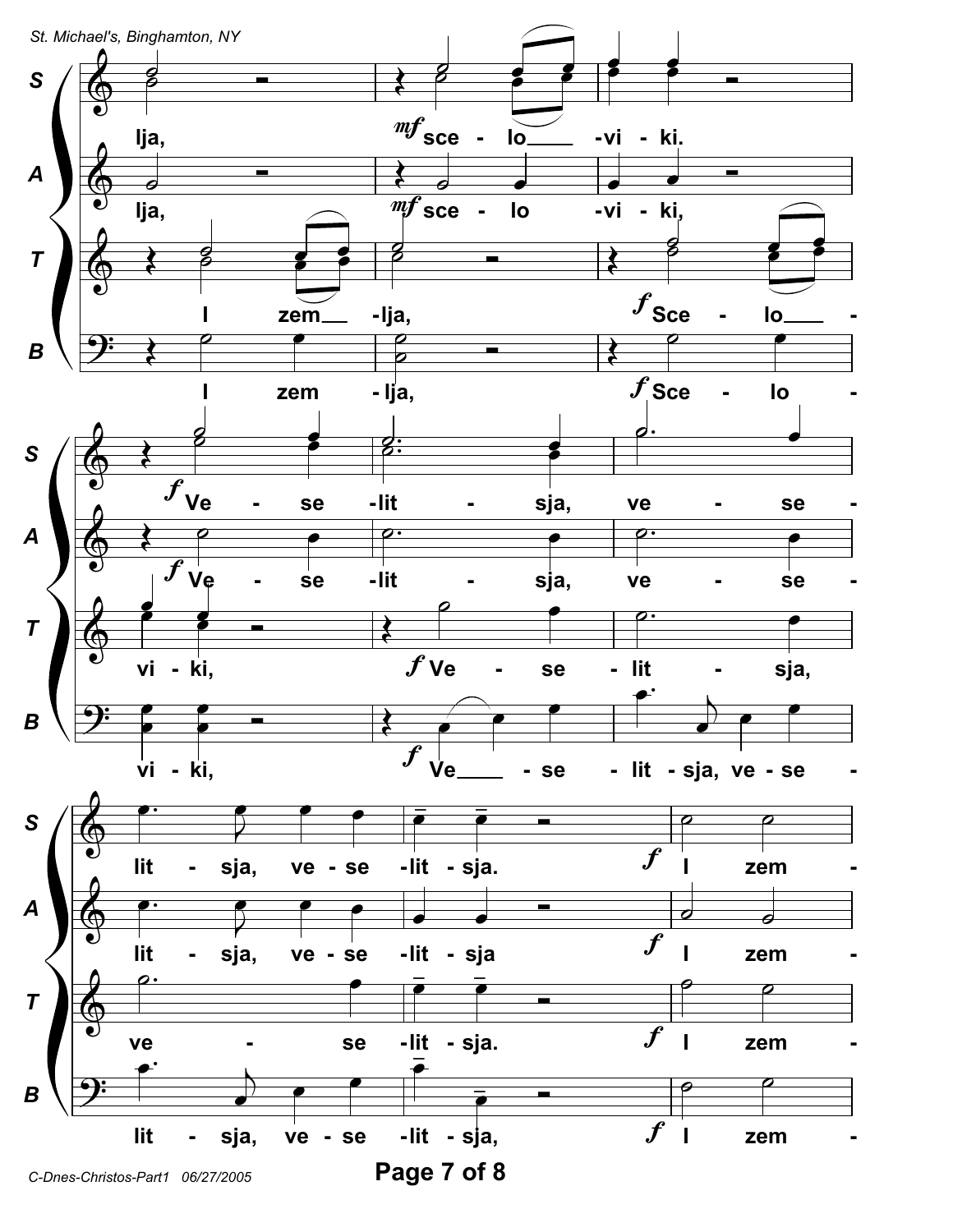S: lja, *mf* sce - lo___ -vi - ki.

A: lja, *mf* sce - lo -vi - ki,

T: I zem___ -lja, *f* Sce - lo___ -

B: I zem - lja, *f* Sce - lo -

S: *f* Ve - se -lit - sja, ve - se -

A: *f* Ve - se -lit - sja, ve - se -

T: vi - ki, *f* Ve - se - lit - sja,

B: vi - ki, *f* Ve___ - se - lit - sja, ve - se -

S: lit - sja, ve - se -lit - sja. *f* I zem -

A: lit - sja, ve - se -lit - sja *f* I zem -

T: ve - se -lit - sja. *f* I zem -

B: lit - sja, ve - se -lit - sja, *f* I zem -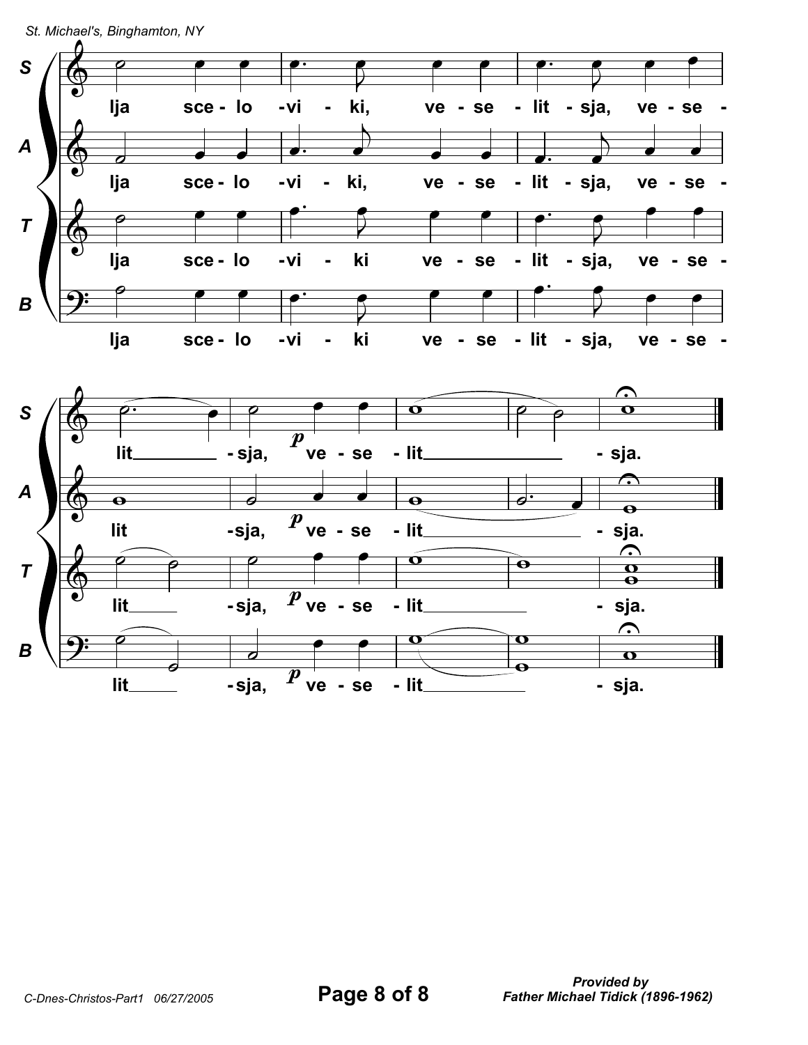S: lja sce-lo-vi-ki, ve-se-lit-sja, ve-se-lit-sja, *p* ve-se-lit-sja.

A: lja sce-lo-vi-ki, ve-se-lit-sja, ve-se-lit-sja, *p* ve-se-lit-sja.

T: lja sce-lo-vi-ki ve-se-lit-sja, ve-se-lit-sja, *p* ve-se-lit-sja.

B: lja sce-lo-vi-ki ve-se-lit-sja, ve-se-lit-sja, *p* ve-se-lit-sja.